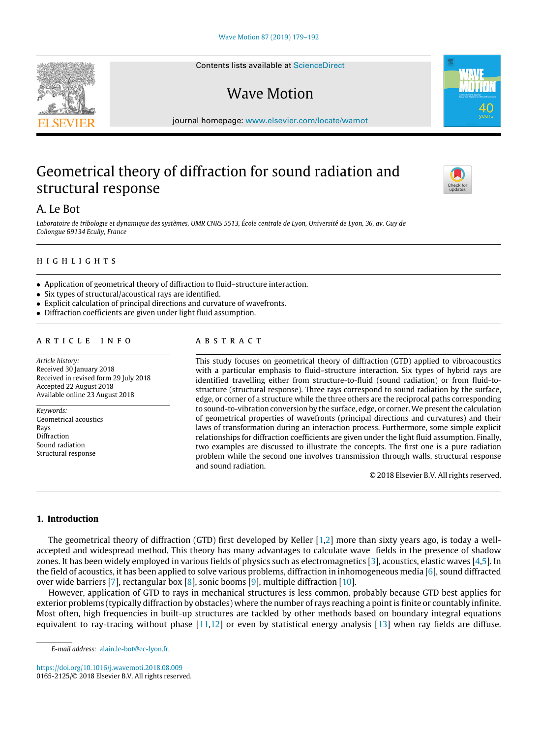# Geometrical theory of diffraction for sound radiation and structural response

A. Le Bot

*Laboratoire de tribologie et dynamique des systèmes, UMR CNRS 5513, École centrale de Lyon, Université de Lyon, 36, av. Guy de Collongue 69134 Ecully, France*

## HIGHLIGHTS

- Application of geometrical theory of diffraction to fluid–structure interaction.
- Six types of structural/acoustical rays are identified.
- Explicit calculation of principal directions and curvature of wavefronts.
- Diffraction coefficients are given under light fluid assumption.

## ARTICLE INFO

*Article history:*
Received 30 January 2018
Received in revised form 29 July 2018
Accepted 22 August 2018
Available online 23 August 2018

*Keywords:*
Geometrical acoustics
Rays
Diffraction
Sound radiation
Structural response

## ABSTRACT

This study focuses on geometrical theory of diffraction (GTD) applied to vibroacoustics with a particular emphasis to fluid–structure interaction. Six types of hybrid rays are identified travelling either from structure-to-fluid (sound radiation) or from fluid-to-structure (structural response). Three rays correspond to sound radiation by the surface, edge, or corner of a structure while the three others are the reciprocal paths corresponding to sound-to-vibration conversion by the surface, edge, or corner. We present the calculation of geometrical properties of wavefronts (principal directions and curvatures) and their laws of transformation during an interaction process. Furthermore, some simple explicit relationships for diffraction coefficients are given under the light fluid assumption. Finally, two examples are discussed to illustrate the concepts. The first one is a pure radiation problem while the second one involves transmission through walls, structural response and sound radiation.

© 2018 Elsevier B.V. All rights reserved.

## 1. Introduction

The geometrical theory of diffraction (GTD) first developed by Keller [1,2] more than sixty years ago, is today a well-accepted and widespread method. This theory has many advantages to calculate wave fields in the presence of shadow zones. It has been widely employed in various fields of physics such as electromagnetics [3], acoustics, elastic waves [4,5]. In the field of acoustics, it has been applied to solve various problems, diffraction in inhomogeneous media [6], sound diffracted over wide barriers [7], rectangular box [8], sonic booms [9], multiple diffraction [10].

However, application of GTD to rays in mechanical structures is less common, probably because GTD best applies for exterior problems (typically diffraction by obstacles) where the number of rays reaching a point is finite or countably infinite. Most often, high frequencies in built-up structures are tackled by other methods based on boundary integral equations equivalent to ray-tracing without phase [11,12] or even by statistical energy analysis [13] when ray fields are diffuse.

*E-mail address:* alain.le-bot@ec-lyon.fr.

https://doi.org/10.1016/j.wavemoti.2018.08.009
0165-2125/© 2018 Elsevier B.V. All rights reserved.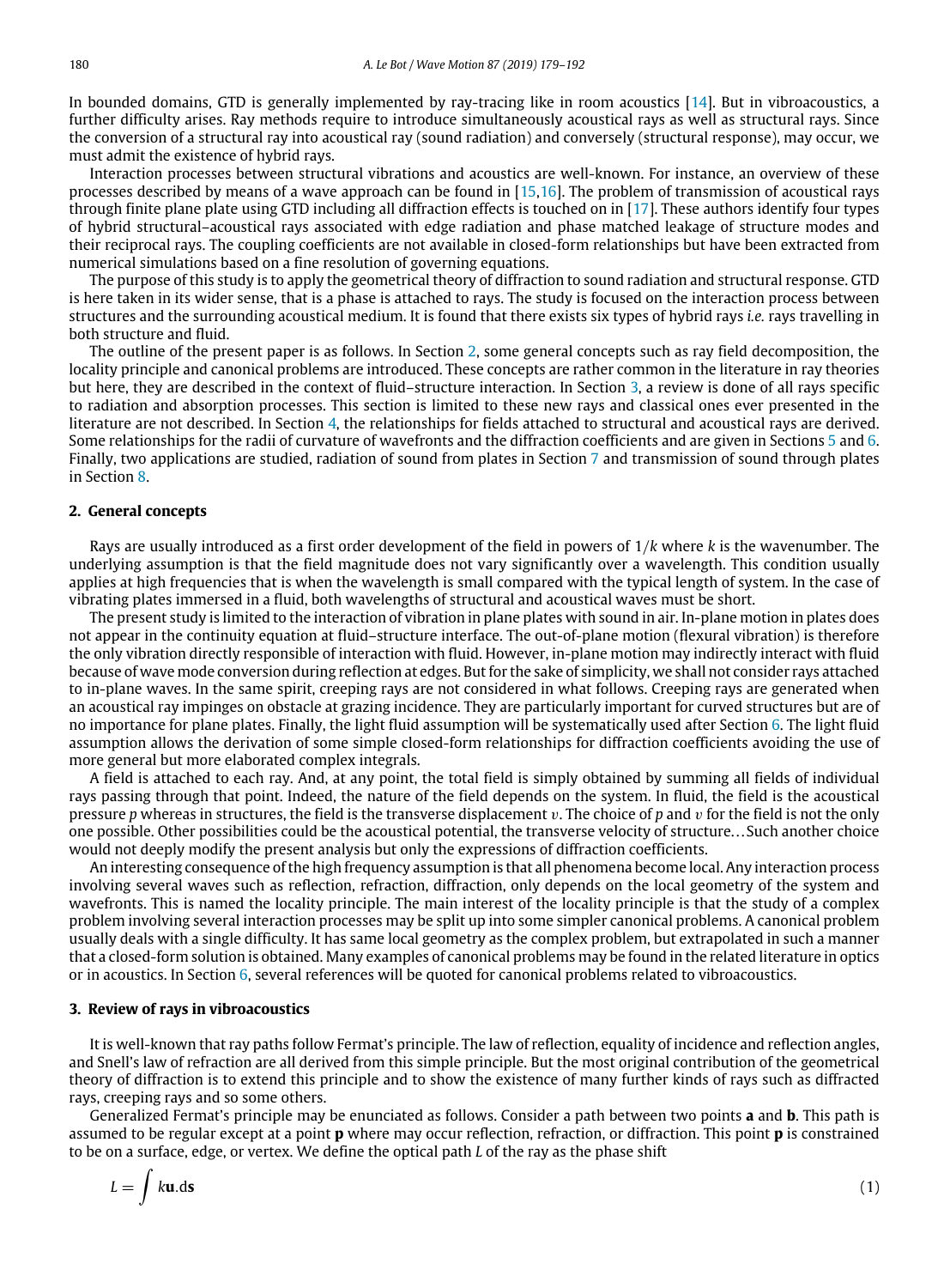In bounded domains, GTD is generally implemented by ray-tracing like in room acoustics [14]. But in vibroacoustics, a further difficulty arises. Ray methods require to introduce simultaneously acoustical rays as well as structural rays. Since the conversion of a structural ray into acoustical ray (sound radiation) and conversely (structural response), may occur, we must admit the existence of hybrid rays.

Interaction processes between structural vibrations and acoustics are well-known. For instance, an overview of these processes described by means of a wave approach can be found in [15,16]. The problem of transmission of acoustical rays through finite plane plate using GTD including all diffraction effects is touched on in [17]. These authors identify four types of hybrid structural–acoustical rays associated with edge radiation and phase matched leakage of structure modes and their reciprocal rays. The coupling coefficients are not available in closed-form relationships but have been extracted from numerical simulations based on a fine resolution of governing equations.

The purpose of this study is to apply the geometrical theory of diffraction to sound radiation and structural response. GTD is here taken in its wider sense, that is a phase is attached to rays. The study is focused on the interaction process between structures and the surrounding acoustical medium. It is found that there exists six types of hybrid rays *i.e.* rays travelling in both structure and fluid.

The outline of the present paper is as follows. In Section 2, some general concepts such as ray field decomposition, the locality principle and canonical problems are introduced. These concepts are rather common in the literature in ray theories but here, they are described in the context of fluid–structure interaction. In Section 3, a review is done of all rays specific to radiation and absorption processes. This section is limited to these new rays and classical ones ever presented in the literature are not described. In Section 4, the relationships for fields attached to structural and acoustical rays are derived. Some relationships for the radii of curvature of wavefronts and the diffraction coefficients and are given in Sections 5 and 6. Finally, two applications are studied, radiation of sound from plates in Section 7 and transmission of sound through plates in Section 8.

## 2. General concepts

Rays are usually introduced as a first order development of the field in powers of $1/k$ where $k$ is the wavenumber. The underlying assumption is that the field magnitude does not vary significantly over a wavelength. This condition usually applies at high frequencies that is when the wavelength is small compared with the typical length of system. In the case of vibrating plates immersed in a fluid, both wavelengths of structural and acoustical waves must be short.

The present study is limited to the interaction of vibration in plane plates with sound in air. In-plane motion in plates does not appear in the continuity equation at fluid–structure interface. The out-of-plane motion (flexural vibration) is therefore the only vibration directly responsible of interaction with fluid. However, in-plane motion may indirectly interact with fluid because of wave mode conversion during reflection at edges. But for the sake of simplicity, we shall not consider rays attached to in-plane waves. In the same spirit, creeping rays are not considered in what follows. Creeping rays are generated when an acoustical ray impinges on obstacle at grazing incidence. They are particularly important for curved structures but are of no importance for plane plates. Finally, the light fluid assumption will be systematically used after Section 6. The light fluid assumption allows the derivation of some simple closed-form relationships for diffraction coefficients avoiding the use of more general but more elaborated complex integrals.

A field is attached to each ray. And, at any point, the total field is simply obtained by summing all fields of individual rays passing through that point. Indeed, the nature of the field depends on the system. In fluid, the field is the acoustical pressure $p$ whereas in structures, the field is the transverse displacement $v$. The choice of $p$ and $v$ for the field is not the only one possible. Other possibilities could be the acoustical potential, the transverse velocity of structure… Such another choice would not deeply modify the present analysis but only the expressions of diffraction coefficients.

An interesting consequence of the high frequency assumption is that all phenomena become local. Any interaction process involving several waves such as reflection, refraction, diffraction, only depends on the local geometry of the system and wavefronts. This is named the locality principle. The main interest of the locality principle is that the study of a complex problem involving several interaction processes may be split up into some simpler canonical problems. A canonical problem usually deals with a single difficulty. It has same local geometry as the complex problem, but extrapolated in such a manner that a closed-form solution is obtained. Many examples of canonical problems may be found in the related literature in optics or in acoustics. In Section 6, several references will be quoted for canonical problems related to vibroacoustics.

## 3. Review of rays in vibroacoustics

It is well-known that ray paths follow Fermat's principle. The law of reflection, equality of incidence and reflection angles, and Snell's law of refraction are all derived from this simple principle. But the most original contribution of the geometrical theory of diffraction is to extend this principle and to show the existence of many further kinds of rays such as diffracted rays, creeping rays and so some others.

Generalized Fermat's principle may be enunciated as follows. Consider a path between two points $\mathbf{a}$ and $\mathbf{b}$. This path is assumed to be regular except at a point $\mathbf{p}$ where may occur reflection, refraction, or diffraction. This point $\mathbf{p}$ is constrained to be on a surface, edge, or vertex. We define the optical path $L$ of the ray as the phase shift

$$L = \int k\mathbf{u}.\mathrm{d}\mathbf{s} \tag{1}$$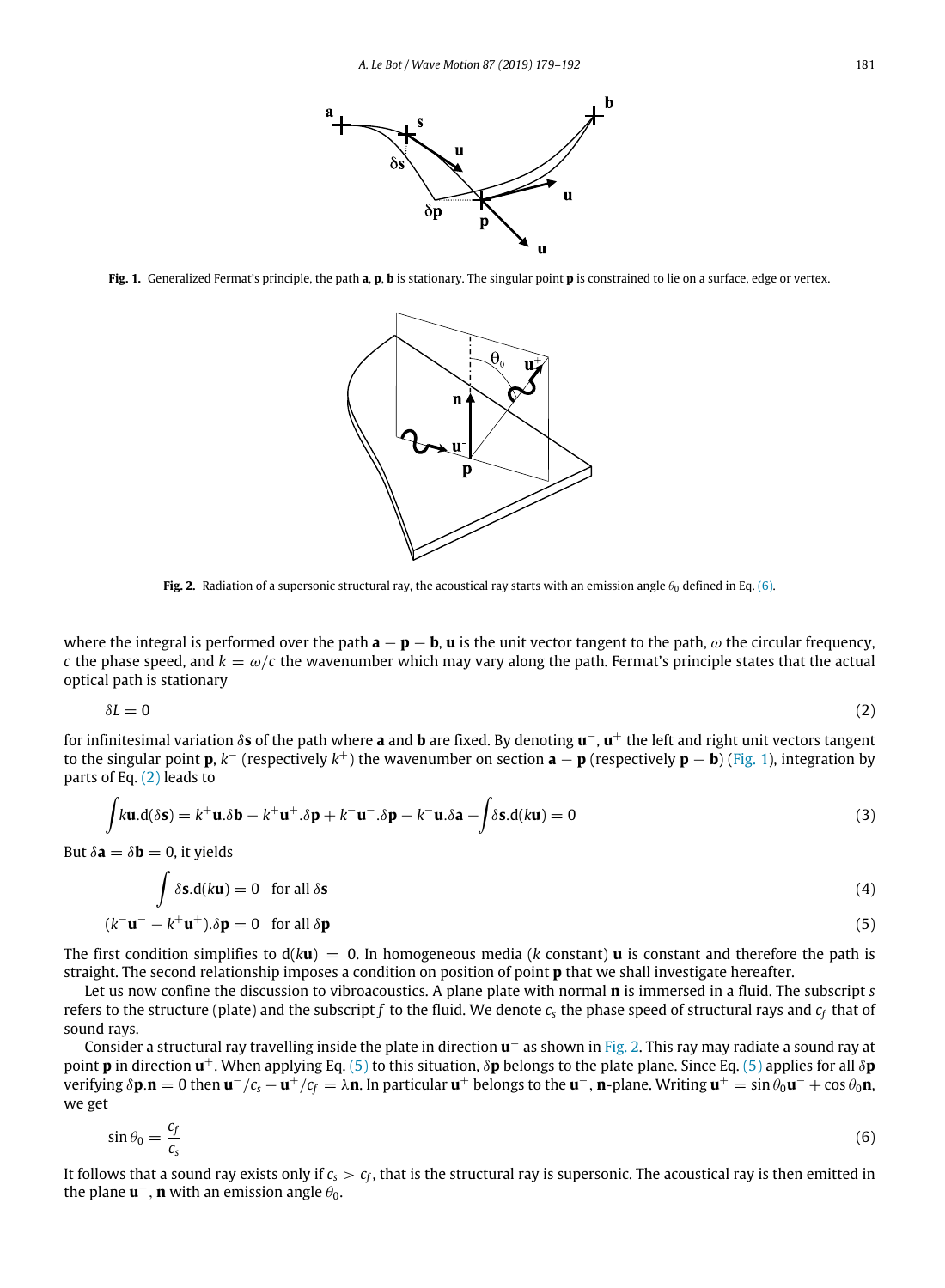**Fig. 1.** Generalized Fermat's principle, the path **a**, **p**, **b** is stationary. The singular point **p** is constrained to lie on a surface, edge or vertex.

**Fig. 2.** Radiation of a supersonic structural ray, the acoustical ray starts with an emission angle $\theta_0$ defined in Eq. (6).

where the integral is performed over the path $\mathbf{a} - \mathbf{p} - \mathbf{b}$, $\mathbf{u}$ is the unit vector tangent to the path, $\omega$ the circular frequency, $c$ the phase speed, and $k = \omega/c$ the wavenumber which may vary along the path. Fermat's principle states that the actual optical path is stationary

$$\delta L = 0 \tag{2}$$

for infinitesimal variation $\delta\mathbf{s}$ of the path where $\mathbf{a}$ and $\mathbf{b}$ are fixed. By denoting $\mathbf{u}^-$, $\mathbf{u}^+$ the left and right unit vectors tangent to the singular point $\mathbf{p}$, $k^-$ (respectively $k^+$) the wavenumber on section $\mathbf{a} - \mathbf{p}$ (respectively $\mathbf{p} - \mathbf{b}$) (Fig. 1), integration by parts of Eq. (2) leads to

$$\int k\mathbf{u}.\mathrm{d}(\delta\mathbf{s}) = k^+\mathbf{u}.\delta\mathbf{b} - k^+\mathbf{u}^+.\delta\mathbf{p} + k^-\mathbf{u}^-.\delta\mathbf{p} - k^-\mathbf{u}.\delta\mathbf{a} - \int \delta\mathbf{s}.\mathrm{d}(k\mathbf{u}) = 0 \tag{3}$$

But $\delta\mathbf{a} = \delta\mathbf{b} = 0$, it yields

$$\int \delta\mathbf{s}.\mathrm{d}(k\mathbf{u}) = 0 \quad \text{for all } \delta\mathbf{s} \tag{4}$$

$$(k^-\mathbf{u}^- - k^+\mathbf{u}^+).\delta\mathbf{p} = 0 \quad \text{for all } \delta\mathbf{p} \tag{5}$$

The first condition simplifies to $\mathrm{d}(k\mathbf{u}) = 0$. In homogeneous media ($k$ constant) $\mathbf{u}$ is constant and therefore the path is straight. The second relationship imposes a condition on position of point $\mathbf{p}$ that we shall investigate hereafter.

Let us now confine the discussion to vibroacoustics. A plane plate with normal $\mathbf{n}$ is immersed in a fluid. The subscript $s$ refers to the structure (plate) and the subscript $f$ to the fluid. We denote $c_s$ the phase speed of structural rays and $c_f$ that of sound rays.

Consider a structural ray travelling inside the plate in direction $\mathbf{u}^-$ as shown in Fig. 2. This ray may radiate a sound ray at point $\mathbf{p}$ in direction $\mathbf{u}^+$. When applying Eq. (5) to this situation, $\delta\mathbf{p}$ belongs to the plate plane. Since Eq. (5) applies for all $\delta\mathbf{p}$ verifying $\delta\mathbf{p}.\mathbf{n} = 0$ then $\mathbf{u}^-/c_s - \mathbf{u}^+/c_f = \lambda\mathbf{n}$. In particular $\mathbf{u}^+$ belongs to the $\mathbf{u}^-$, $\mathbf{n}$-plane. Writing $\mathbf{u}^+ = \sin\theta_0\mathbf{u}^- + \cos\theta_0\mathbf{n}$, we get

$$\sin\theta_0 = \frac{c_f}{c_s} \tag{6}$$

It follows that a sound ray exists only if $c_s > c_f$, that is the structural ray is supersonic. The acoustical ray is then emitted in the plane $\mathbf{u}^-$, $\mathbf{n}$ with an emission angle $\theta_0$.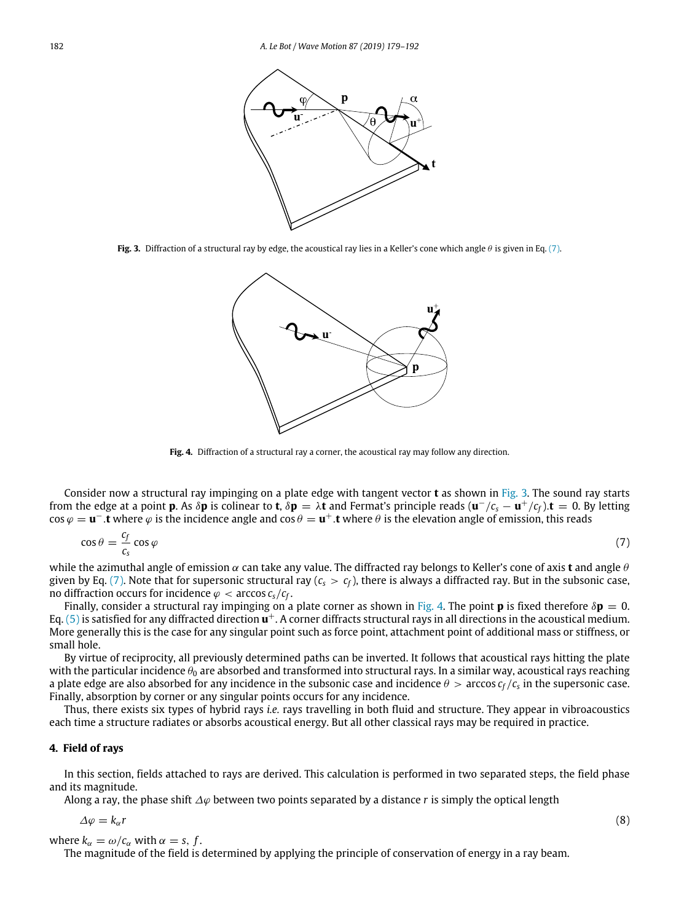**Fig. 3.** Diffraction of a structural ray by edge, the acoustical ray lies in a Keller's cone which angle $\theta$ is given in Eq. (7).

**Fig. 4.** Diffraction of a structural ray a corner, the acoustical ray may follow any direction.

Consider now a structural ray impinging on a plate edge with tangent vector $\mathbf{t}$ as shown in Fig. 3. The sound ray starts from the edge at a point $\mathbf{p}$. As $\delta\mathbf{p}$ is colinear to $\mathbf{t}$, $\delta\mathbf{p} = \lambda\mathbf{t}$ and Fermat's principle reads $(\mathbf{u}^-/c_s - \mathbf{u}^+/c_f).\mathbf{t} = 0$. By letting $\cos\varphi = \mathbf{u}^-.\mathbf{t}$ where $\varphi$ is the incidence angle and $\cos\theta = \mathbf{u}^+.\mathbf{t}$ where $\theta$ is the elevation angle of emission, this reads

$$\cos\theta = \frac{c_f}{c_s}\cos\varphi \tag{7}$$

while the azimuthal angle of emission $\alpha$ can take any value. The diffracted ray belongs to Keller's cone of axis $\mathbf{t}$ and angle $\theta$ given by Eq. (7). Note that for supersonic structural ray ($c_s > c_f$), there is always a diffracted ray. But in the subsonic case, no diffraction occurs for incidence $\varphi < \arccos c_s/c_f$.

Finally, consider a structural ray impinging on a plate corner as shown in Fig. 4. The point $\mathbf{p}$ is fixed therefore $\delta\mathbf{p} = 0$. Eq. (5) is satisfied for any diffracted direction $\mathbf{u}^+$. A corner diffracts structural rays in all directions in the acoustical medium. More generally this is the case for any singular point such as force point, attachment point of additional mass or stiffness, or small hole.

By virtue of reciprocity, all previously determined paths can be inverted. It follows that acoustical rays hitting the plate with the particular incidence $\theta_0$ are absorbed and transformed into structural rays. In a similar way, acoustical rays reaching a plate edge are also absorbed for any incidence in the subsonic case and incidence $\theta > \arccos c_f/c_s$ in the supersonic case. Finally, absorption by corner or any singular points occurs for any incidence.

Thus, there exists six types of hybrid rays *i.e.* rays travelling in both fluid and structure. They appear in vibroacoustics each time a structure radiates or absorbs acoustical energy. But all other classical rays may be required in practice.

## 4. Field of rays

In this section, fields attached to rays are derived. This calculation is performed in two separated steps, the field phase and its magnitude.

Along a ray, the phase shift $\Delta\varphi$ between two points separated by a distance $r$ is simply the optical length

$$\Delta\varphi = k_\alpha r \tag{8}$$

where $k_\alpha = \omega/c_\alpha$ with $\alpha = s, f$.

The magnitude of the field is determined by applying the principle of conservation of energy in a ray beam.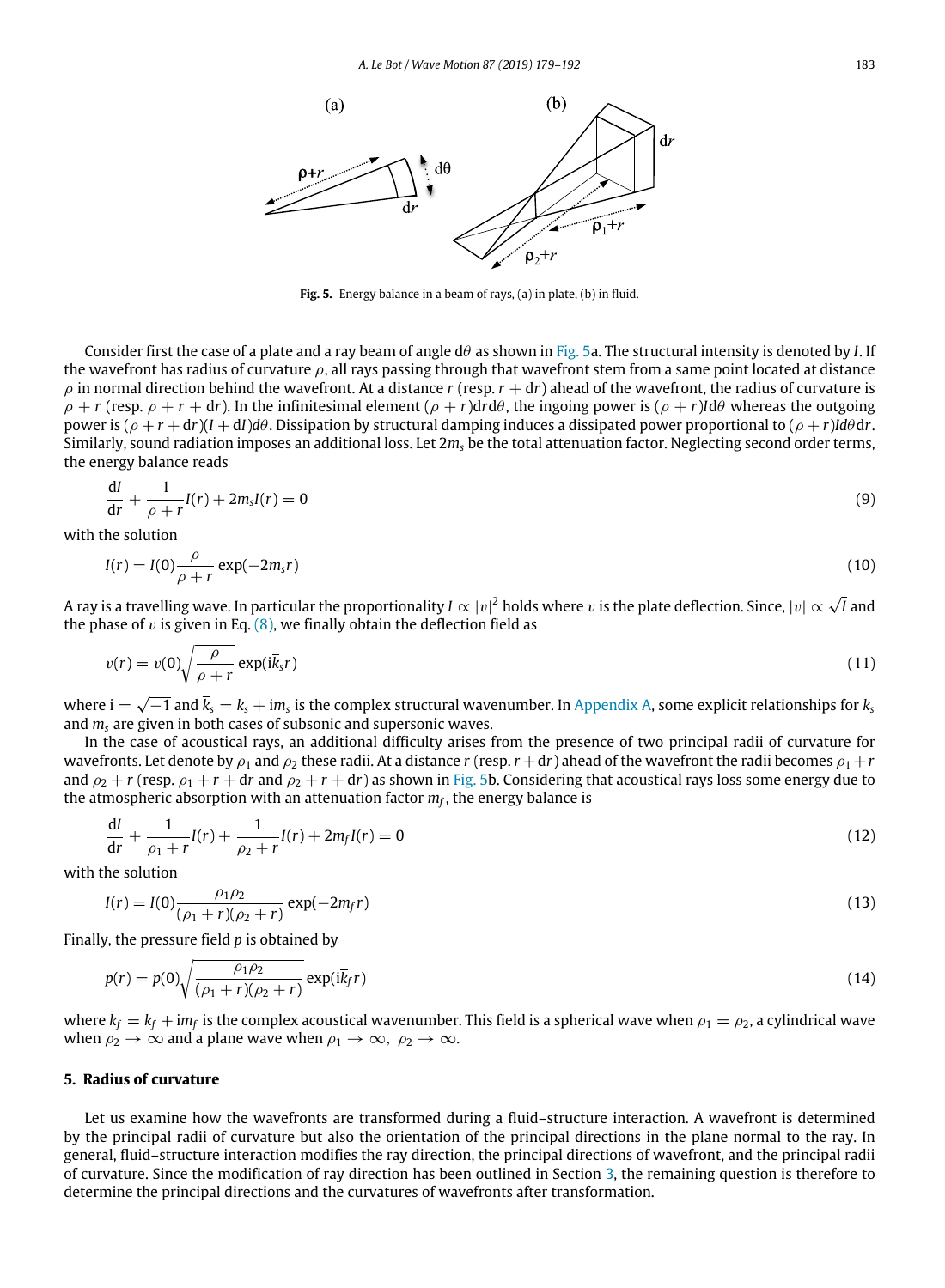Fig. 5. Energy balance in a beam of rays, (a) in plate, (b) in fluid.

Consider first the case of a plate and a ray beam of angle $d\theta$ as shown in Fig. 5a. The structural intensity is denoted by $I$. If the wavefront has radius of curvature $\rho$, all rays passing through that wavefront stem from a same point located at distance $\rho$ in normal direction behind the wavefront. At a distance $r$ (resp. $r + dr$) ahead of the wavefront, the radius of curvature is $\rho + r$ (resp. $\rho + r + dr$). In the infinitesimal element $(\rho + r)drd\theta$, the ingoing power is $(\rho + r)Id\theta$ whereas the outgoing power is $(\rho + r + dr)(I + dI)d\theta$. Dissipation by structural damping induces a dissipated power proportional to $(\rho + r)Id\theta dr$. Similarly, sound radiation imposes an additional loss. Let $2m_s$ be the total attenuation factor. Neglecting second order terms, the energy balance reads

$$\frac{dI}{dr} + \frac{1}{\rho + r}I(r) + 2m_s I(r) = 0 \tag{9}$$

with the solution

$$I(r) = I(0)\frac{\rho}{\rho + r}\exp(-2m_s r) \tag{10}$$

A ray is a travelling wave. In particular the proportionality $I \propto |v|^2$ holds where $v$ is the plate deflection. Since, $|v| \propto \sqrt{I}$ and the phase of $v$ is given in Eq. (8), we finally obtain the deflection field as

$$v(r) = v(0)\sqrt{\frac{\rho}{\rho + r}}\exp(i\overline{k}_s r) \tag{11}$$

where $i = \sqrt{-1}$ and $\overline{k}_s = k_s + im_s$ is the complex structural wavenumber. In Appendix A, some explicit relationships for $k_s$ and $m_s$ are given in both cases of subsonic and supersonic waves.

In the case of acoustical rays, an additional difficulty arises from the presence of two principal radii of curvature for wavefronts. Let denote by $\rho_1$ and $\rho_2$ these radii. At a distance $r$ (resp. $r + dr$) ahead of the wavefront the radii becomes $\rho_1 + r$ and $\rho_2 + r$ (resp. $\rho_1 + r + dr$ and $\rho_2 + r + dr$) as shown in Fig. 5b. Considering that acoustical rays loss some energy due to the atmospheric absorption with an attenuation factor $m_f$, the energy balance is

$$\frac{dI}{dr} + \frac{1}{\rho_1 + r}I(r) + \frac{1}{\rho_2 + r}I(r) + 2m_f I(r) = 0 \tag{12}$$

with the solution

$$I(r) = I(0)\frac{\rho_1\rho_2}{(\rho_1 + r)(\rho_2 + r)}\exp(-2m_f r) \tag{13}$$

Finally, the pressure field $p$ is obtained by

$$p(r) = p(0)\sqrt{\frac{\rho_1\rho_2}{(\rho_1 + r)(\rho_2 + r)}}\exp(i\overline{k}_f r) \tag{14}$$

where $\overline{k}_f = k_f + im_f$ is the complex acoustical wavenumber. This field is a spherical wave when $\rho_1 = \rho_2$, a cylindrical wave when $\rho_2 \to \infty$ and a plane wave when $\rho_1 \to \infty$, $\rho_2 \to \infty$.

## 5. Radius of curvature

Let us examine how the wavefronts are transformed during a fluid–structure interaction. A wavefront is determined by the principal radii of curvature but also the orientation of the principal directions in the plane normal to the ray. In general, fluid–structure interaction modifies the ray direction, the principal directions of wavefront, and the principal radii of curvature. Since the modification of ray direction has been outlined in Section 3, the remaining question is therefore to determine the principal directions and the curvatures of wavefronts after transformation.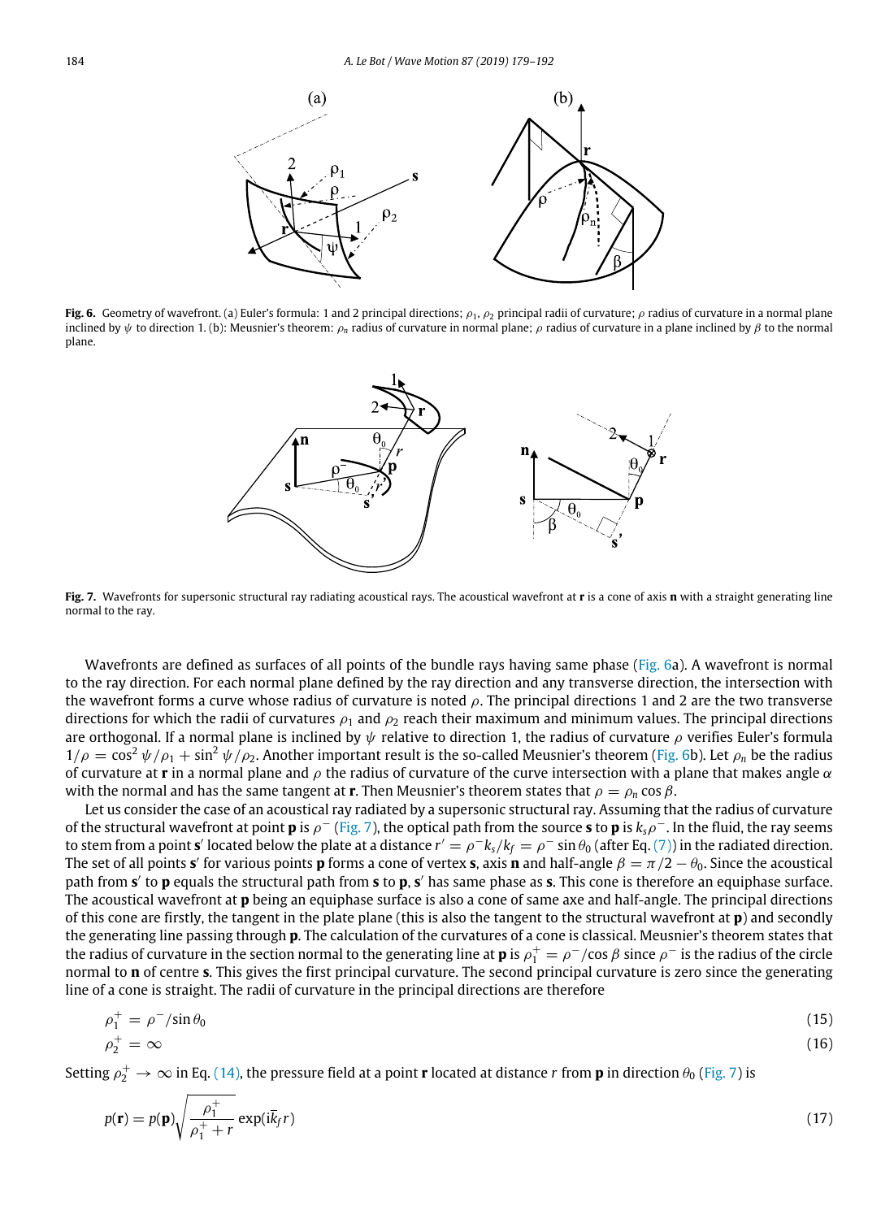**Fig. 6.** Geometry of wavefront. (a) Euler's formula: 1 and 2 principal directions; $\rho_1$, $\rho_2$ principal radii of curvature; $\rho$ radius of curvature in a normal plane inclined by $\psi$ to direction 1. (b): Meusnier's theorem: $\rho_n$ radius of curvature in normal plane; $\rho$ radius of curvature in a plane inclined by $\beta$ to the normal plane.

**Fig. 7.** Wavefronts for supersonic structural ray radiating acoustical rays. The acoustical wavefront at **r** is a cone of axis **n** with a straight generating line normal to the ray.

Wavefronts are defined as surfaces of all points of the bundle rays having same phase (Fig. 6a). A wavefront is normal to the ray direction. For each normal plane defined by the ray direction and any transverse direction, the intersection with the wavefront forms a curve whose radius of curvature is noted $\rho$. The principal directions 1 and 2 are the two transverse directions for which the radii of curvatures $\rho_1$ and $\rho_2$ reach their maximum and minimum values. The principal directions are orthogonal. If a normal plane is inclined by $\psi$ relative to direction 1, the radius of curvature $\rho$ verifies Euler's formula $1/\rho = \cos^2\psi/\rho_1 + \sin^2\psi/\rho_2$. Another important result is the so-called Meusnier's theorem (Fig. 6b). Let $\rho_n$ be the radius of curvature at **r** in a normal plane and $\rho$ the radius of curvature of the curve intersection with a plane that makes angle $\alpha$ with the normal and has the same tangent at **r**. Then Meusnier's theorem states that $\rho = \rho_n \cos\beta$.

Let us consider the case of an acoustical ray radiated by a supersonic structural ray. Assuming that the radius of curvature of the structural wavefront at point **p** is $\rho^-$ (Fig. 7), the optical path from the source **s** to **p** is $k_s\rho^-$. In the fluid, the ray seems to stem from a point **s**′ located below the plate at a distance $r' = \rho^- k_s/k_f = \rho^- \sin\theta_0$ (after Eq. (7)) in the radiated direction. The set of all points **s**′ for various points **p** forms a cone of vertex **s**, axis **n** and half-angle $\beta = \pi/2 - \theta_0$. Since the acoustical path from **s**′ to **p** equals the structural path from **s** to **p**, **s**′ has same phase as **s**. This cone is therefore an equiphase surface. The acoustical wavefront at **p** being an equiphase surface is also a cone of same axe and half-angle. The principal directions of this cone are firstly, the tangent in the plate plane (this is also the tangent to the structural wavefront at **p**) and secondly the generating line passing through **p**. The calculation of the curvatures of a cone is classical. Meusnier's theorem states that the radius of curvature in the section normal to the generating line at **p** is $\rho_1^+ = \rho^-/\cos\beta$ since $\rho^-$ is the radius of the circle normal to **n** of centre **s**. This gives the first principal curvature. The second principal curvature is zero since the generating line of a cone is straight. The radii of curvature in the principal directions are therefore

$$\rho_1^+ = \rho^-/\sin\theta_0 \tag{15}$$

$$\rho_2^+ = \infty \tag{16}$$

Setting $\rho_2^+ \to \infty$ in Eq. (14), the pressure field at a point **r** located at distance $r$ from **p** in direction $\theta_0$ (Fig. 7) is

$$p(\mathbf{r}) = p(\mathbf{p})\sqrt{\frac{\rho_1^+}{\rho_1^+ + r}}\exp(\mathrm{i}\bar{k}_f r) \tag{17}$$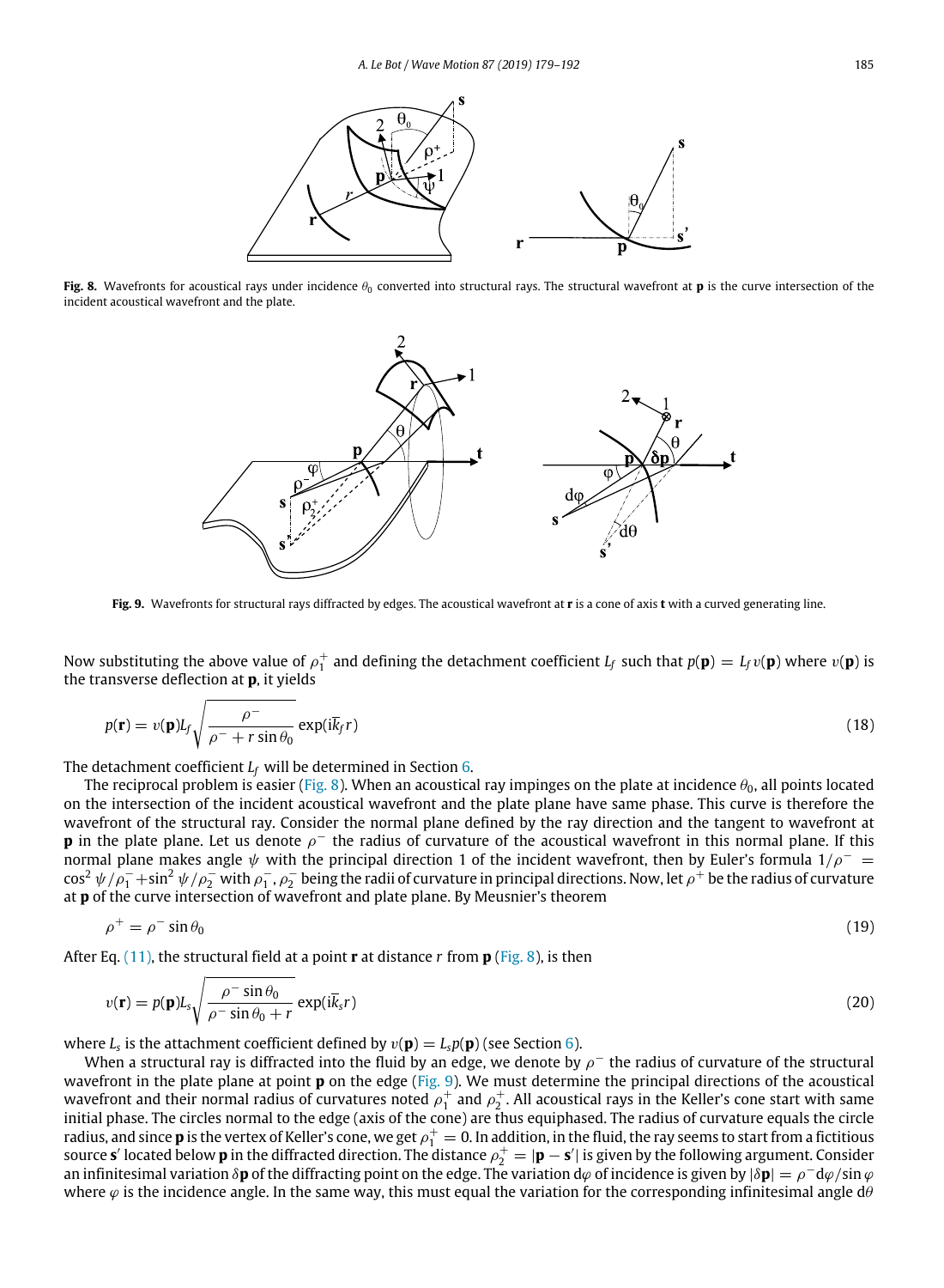**Fig. 8.** Wavefronts for acoustical rays under incidence $\theta_0$ converted into structural rays. The structural wavefront at **p** is the curve intersection of the incident acoustical wavefront and the plate.

**Fig. 9.** Wavefronts for structural rays diffracted by edges. The acoustical wavefront at **r** is a cone of axis **t** with a curved generating line.

Now substituting the above value of $\rho_1^+$ and defining the detachment coefficient $L_f$ such that $p(\mathbf{p}) = L_f v(\mathbf{p})$ where $v(\mathbf{p})$ is the transverse deflection at **p**, it yields

$$p(\mathbf{r}) = v(\mathbf{p}) L_f \sqrt{\frac{\rho^-}{\rho^- + r\sin\theta_0}} \exp(\mathrm{i}\bar{k}_f r) \tag{18}$$

The detachment coefficient $L_f$ will be determined in Section 6.

The reciprocal problem is easier (Fig. 8). When an acoustical ray impinges on the plate at incidence $\theta_0$, all points located on the intersection of the incident acoustical wavefront and the plate plane have same phase. This curve is therefore the wavefront of the structural ray. Consider the normal plane defined by the ray direction and the tangent to wavefront at **p** in the plate plane. Let us denote $\rho^-$ the radius of curvature of the acoustical wavefront in this normal plane. If this normal plane makes angle $\psi$ with the principal direction 1 of the incident wavefront, then by Euler's formula $1/\rho^- = \cos^2\psi/\rho_1^- + \sin^2\psi/\rho_2^-$ with $\rho_1^-, \rho_2^-$ being the radii of curvature in principal directions. Now, let $\rho^+$ be the radius of curvature at **p** of the curve intersection of wavefront and plate plane. By Meusnier's theorem

$$\rho^+ = \rho^- \sin\theta_0 \tag{19}$$

After Eq. (11), the structural field at a point **r** at distance $r$ from **p** (Fig. 8), is then

$$v(\mathbf{r}) = p(\mathbf{p}) L_s \sqrt{\frac{\rho^- \sin\theta_0}{\rho^- \sin\theta_0 + r}} \exp(\mathrm{i}\bar{k}_s r) \tag{20}$$

where $L_s$ is the attachment coefficient defined by $v(\mathbf{p}) = L_s p(\mathbf{p})$ (see Section 6).

When a structural ray is diffracted into the fluid by an edge, we denote by $\rho^-$ the radius of curvature of the structural wavefront in the plate plane at point **p** on the edge (Fig. 9). We must determine the principal directions of the acoustical wavefront and their normal radius of curvatures noted $\rho_1^+$ and $\rho_2^+$. All acoustical rays in the Keller's cone start with same initial phase. The circles normal to the edge (axis of the cone) are thus equiphased. The radius of curvature equals the circle radius, and since **p** is the vertex of Keller's cone, we get $\rho_1^+ = 0$. In addition, in the fluid, the ray seems to start from a fictitious source $\mathbf{s}'$ located below **p** in the diffracted direction. The distance $\rho_2^+ = |\mathbf{p} - \mathbf{s}'|$ is given by the following argument. Consider an infinitesimal variation $\delta\mathbf{p}$ of the diffracting point on the edge. The variation $\mathrm{d}\varphi$ of incidence is given by $|\delta\mathbf{p}| = \rho^- \mathrm{d}\varphi/\sin\varphi$ where $\varphi$ is the incidence angle. In the same way, this must equal the variation for the corresponding infinitesimal angle $\mathrm{d}\theta$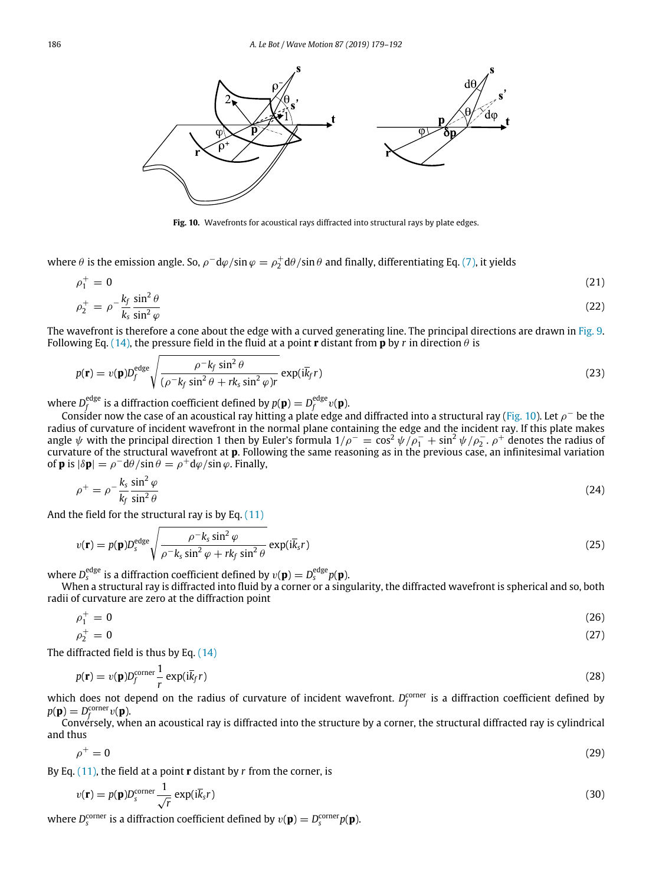**Fig. 10.** Wavefronts for acoustical rays diffracted into structural rays by plate edges.

where $\theta$ is the emission angle. So, $\rho^- \mathrm{d}\varphi / \sin\varphi = \rho_2^+ \mathrm{d}\theta / \sin\theta$ and finally, differentiating Eq. (7), it yields

$$\rho_1^+ = 0 \tag{21}$$

$$\rho_2^+ = \rho^- \frac{k_f}{k_s} \frac{\sin^2\theta}{\sin^2\varphi} \tag{22}$$

The wavefront is therefore a cone about the edge with a curved generating line. The principal directions are drawn in Fig. 9. Following Eq. (14), the pressure field in the fluid at a point $\mathbf{r}$ distant from $\mathbf{p}$ by $r$ in direction $\theta$ is

$$p(\mathbf{r}) = v(\mathbf{p}) D_f^{\text{edge}} \sqrt{\frac{\rho^- k_f \sin^2\theta}{(\rho^- k_f \sin^2\theta + r k_s \sin^2\varphi) r}} \exp(\mathrm{i}\bar{k}_f r) \tag{23}$$

where $D_f^{\text{edge}}$ is a diffraction coefficient defined by $p(\mathbf{p}) = D_f^{\text{edge}} v(\mathbf{p})$.

Consider now the case of an acoustical ray hitting a plate edge and diffracted into a structural ray (Fig. 10). Let $\rho^-$ be the radius of curvature of incident wavefront in the normal plane containing the edge and the incident ray. If this plate makes angle $\psi$ with the principal direction 1 then by Euler's formula $1/\rho^- = \cos^2\psi/\rho_1^- + \sin^2\psi/\rho_2^-$. $\rho^+$ denotes the radius of curvature of the structural wavefront at $\mathbf{p}$. Following the same reasoning as in the previous case, an infinitesimal variation of $\mathbf{p}$ is $|\delta\mathbf{p}| = \rho^- \mathrm{d}\theta / \sin\theta = \rho^+ \mathrm{d}\varphi / \sin\varphi$. Finally,

$$\rho^+ = \rho^- \frac{k_s}{k_f} \frac{\sin^2\varphi}{\sin^2\theta} \tag{24}$$

And the field for the structural ray is by Eq. (11)

$$v(\mathbf{r}) = p(\mathbf{p}) D_s^{\text{edge}} \sqrt{\frac{\rho^- k_s \sin^2\varphi}{\rho^- k_s \sin^2\varphi + r k_f \sin^2\theta}} \exp(\mathrm{i}\bar{k}_s r) \tag{25}$$

where $D_s^{\text{edge}}$ is a diffraction coefficient defined by $v(\mathbf{p}) = D_s^{\text{edge}} p(\mathbf{p})$.

When a structural ray is diffracted into fluid by a corner or a singularity, the diffracted wavefront is spherical and so, both radii of curvature are zero at the diffraction point

$$\rho_1^+ = 0 \tag{26}$$

$$\rho_2^+ = 0 \tag{27}$$

The diffracted field is thus by Eq. (14)

$$p(\mathbf{r}) = v(\mathbf{p}) D_f^{\text{corner}} \frac{1}{r} \exp(\mathrm{i}\bar{k}_f r) \tag{28}$$

which does not depend on the radius of curvature of incident wavefront. $D_f^{\text{corner}}$ is a diffraction coefficient defined by $p(\mathbf{p}) = D_f^{\text{corner}} v(\mathbf{p})$.

Conversely, when an acoustical ray is diffracted into the structure by a corner, the structural diffracted ray is cylindrical and thus

$$\rho^+ = 0 \tag{29}$$

By Eq. (11), the field at a point $\mathbf{r}$ distant by $r$ from the corner, is

$$v(\mathbf{r}) = p(\mathbf{p}) D_s^{\text{corner}} \frac{1}{\sqrt{r}} \exp(\mathrm{i}\bar{k}_s r) \tag{30}$$

where $D_s^{\text{corner}}$ is a diffraction coefficient defined by $v(\mathbf{p}) = D_s^{\text{corner}} p(\mathbf{p})$.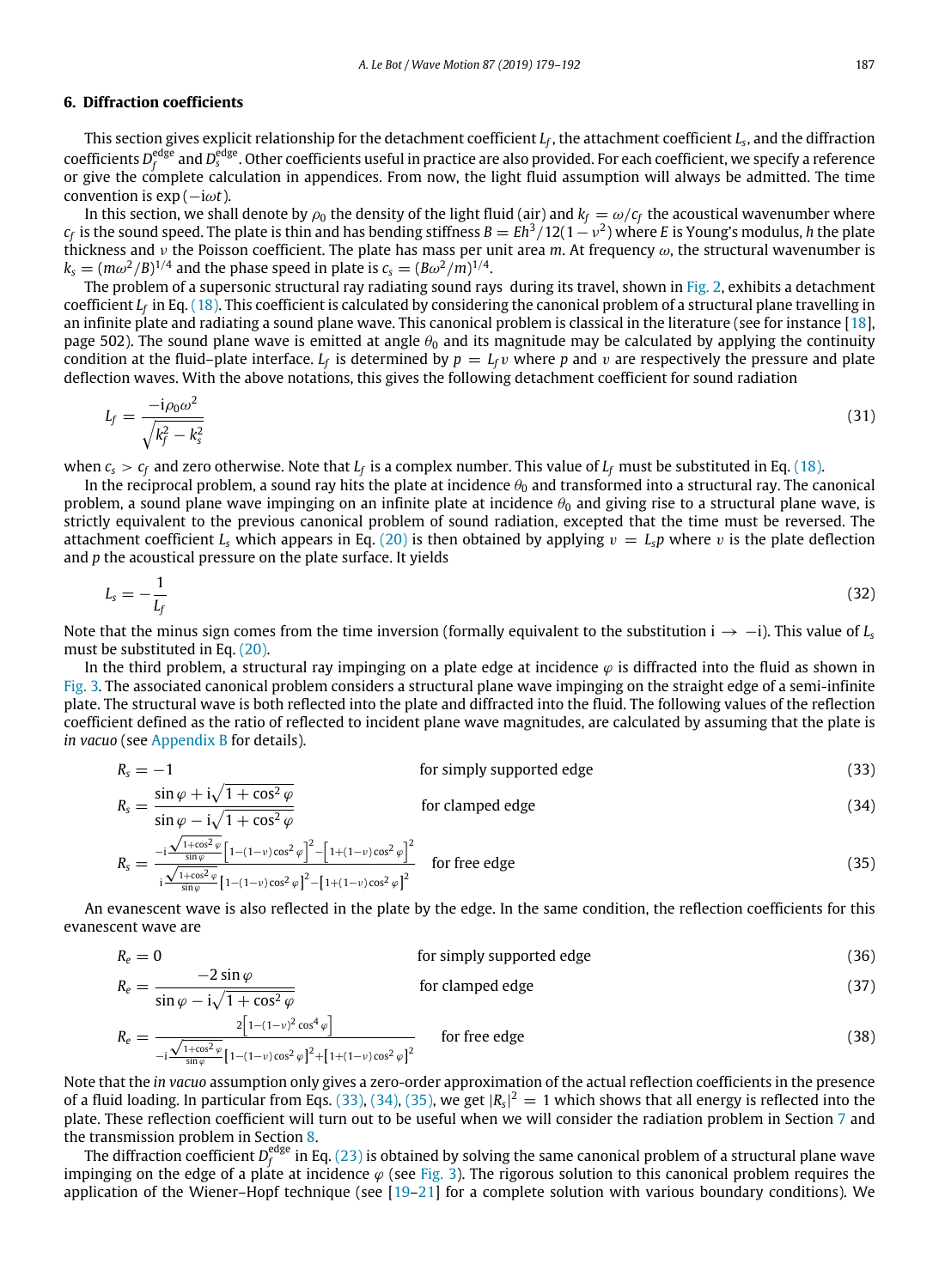## 6. Diffraction coefficients

This section gives explicit relationship for the detachment coefficient $L_f$, the attachment coefficient $L_s$, and the diffraction coefficients $D_f^{\text{edge}}$ and $D_s^{\text{edge}}$. Other coefficients useful in practice are also provided. For each coefficient, we specify a reference or give the complete calculation in appendices. From now, the light fluid assumption will always be admitted. The time convention is $\exp(-\mathrm{i}\omega t)$.

In this section, we shall denote by $\rho_0$ the density of the light fluid (air) and $k_f = \omega/c_f$ the acoustical wavenumber where $c_f$ is the sound speed. The plate is thin and has bending stiffness $B = Eh^3/12(1-\nu^2)$ where $E$ is Young's modulus, $h$ the plate thickness and $\nu$ the Poisson coefficient. The plate has mass per unit area $m$. At frequency $\omega$, the structural wavenumber is $k_s = (m\omega^2/B)^{1/4}$ and the phase speed in plate is $c_s = (B\omega^2/m)^{1/4}$.

The problem of a supersonic structural ray radiating sound rays during its travel, shown in Fig. 2, exhibits a detachment coefficient $L_f$ in Eq. (18). This coefficient is calculated by considering the canonical problem of a structural plane travelling in an infinite plate and radiating a sound plane wave. This canonical problem is classical in the literature (see for instance [18], page 502). The sound plane wave is emitted at angle $\theta_0$ and its magnitude may be calculated by applying the continuity condition at the fluid–plate interface. $L_f$ is determined by $p = L_f v$ where $p$ and $v$ are respectively the pressure and plate deflection waves. With the above notations, this gives the following detachment coefficient for sound radiation

$$L_f = \frac{-\mathrm{i}\rho_0\omega^2}{\sqrt{k_f^2 - k_s^2}} \tag{31}$$

when $c_s > c_f$ and zero otherwise. Note that $L_f$ is a complex number. This value of $L_f$ must be substituted in Eq. (18).

In the reciprocal problem, a sound ray hits the plate at incidence $\theta_0$ and transformed into a structural ray. The canonical problem, a sound plane wave impinging on an infinite plate at incidence $\theta_0$ and giving rise to a structural plane wave, is strictly equivalent to the previous canonical problem of sound radiation, excepted that the time must be reversed. The attachment coefficient $L_s$ which appears in Eq. (20) is then obtained by applying $v = L_s p$ where $v$ is the plate deflection and $p$ the acoustical pressure on the plate surface. It yields

$$L_s = -\frac{1}{L_f} \tag{32}$$

Note that the minus sign comes from the time inversion (formally equivalent to the substitution $\mathrm{i} \to -\mathrm{i}$). This value of $L_s$ must be substituted in Eq. (20).

In the third problem, a structural ray impinging on a plate edge at incidence $\varphi$ is diffracted into the fluid as shown in Fig. 3. The associated canonical problem considers a structural plane wave impinging on the straight edge of a semi-infinite plate. The structural wave is both reflected into the plate and diffracted into the fluid. The following values of the reflection coefficient defined as the ratio of reflected to incident plane wave magnitudes, are calculated by assuming that the plate is *in vacuo* (see Appendix B for details).

$$R_s = -1 \qquad \text{for simply supported edge} \tag{33}$$

$$R_s = \frac{\sin\varphi + \mathrm{i}\sqrt{1+\cos^2\varphi}}{\sin\varphi - \mathrm{i}\sqrt{1+\cos^2\varphi}} \qquad \text{for clamped edge} \tag{34}$$

$$R_s = \frac{-\mathrm{i}\frac{\sqrt{1+\cos^2\varphi}}{\sin\varphi}\left[1-(1-\nu)\cos^2\varphi\right]^2 - \left[1+(1-\nu)\cos^2\varphi\right]^2}{\mathrm{i}\frac{\sqrt{1+\cos^2\varphi}}{\sin\varphi}\left[1-(1-\nu)\cos^2\varphi\right]^2 - \left[1+(1-\nu)\cos^2\varphi\right]^2} \qquad \text{for free edge} \tag{35}$$

An evanescent wave is also reflected in the plate by the edge. In the same condition, the reflection coefficients for this evanescent wave are

$$R_e = 0 \qquad \text{for simply supported edge} \tag{36}$$

$$R_e = \frac{-2\sin\varphi}{\sin\varphi - \mathrm{i}\sqrt{1+\cos^2\varphi}} \qquad \text{for clamped edge} \tag{37}$$

$$R_e = \frac{2\left[1-(1-\nu)^2\cos^4\varphi\right]}{-\mathrm{i}\frac{\sqrt{1+\cos^2\varphi}}{\sin\varphi}\left[1-(1-\nu)\cos^2\varphi\right]^2 + \left[1+(1-\nu)\cos^2\varphi\right]^2} \qquad \text{for free edge} \tag{38}$$

Note that the *in vacuo* assumption only gives a zero-order approximation of the actual reflection coefficients in the presence of a fluid loading. In particular from Eqs. (33), (34), (35), we get $|R_s|^2 = 1$ which shows that all energy is reflected into the plate. These reflection coefficient will turn out to be useful when we will consider the radiation problem in Section 7 and the transmission problem in Section 8.

The diffraction coefficient $D_f^{\text{edge}}$ in Eq. (23) is obtained by solving the same canonical problem of a structural plane wave impinging on the edge of a plate at incidence $\varphi$ (see Fig. 3). The rigorous solution to this canonical problem requires the application of the Wiener–Hopf technique (see [19–21] for a complete solution with various boundary conditions). We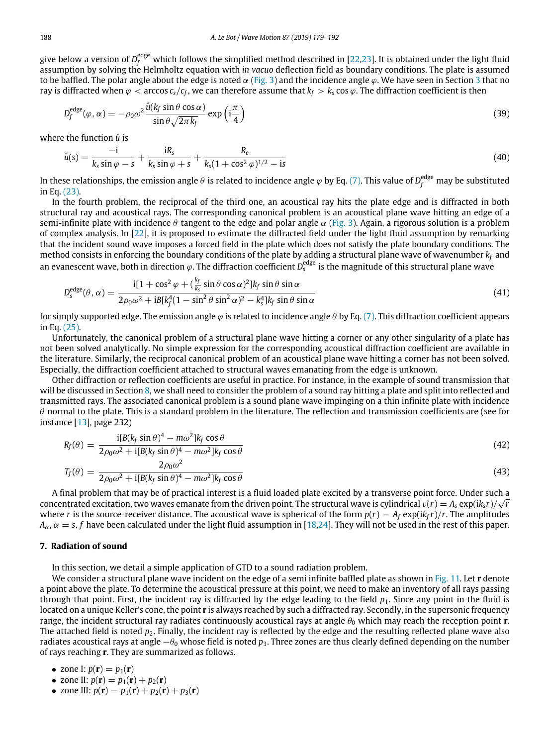give below a version of $D_f^{\text{edge}}$ which follows the simplified method described in [22,23]. It is obtained under the light fluid assumption by solving the Helmholtz equation with *in vacuo* deflection field as boundary conditions. The plate is assumed to be baffled. The polar angle about the edge is noted $\alpha$ (Fig. 3) and the incidence angle $\varphi$. We have seen in Section 3 that no ray is diffracted when $\varphi < \arccos c_s/c_f$, we can therefore assume that $k_f > k_s \cos\varphi$. The diffraction coefficient is then

$$D_f^{\text{edge}}(\varphi, \alpha) = -\rho_0 \omega^2 \frac{\hat{u}(k_f \sin\theta \cos\alpha)}{\sin\theta \sqrt{2\pi k_f}} \exp\left(\mathrm{i}\frac{\pi}{4}\right) \tag{39}$$

where the function $\hat{u}$ is

$$\hat{u}(s) = \frac{-\mathrm{i}}{k_s \sin\varphi - s} + \frac{\mathrm{i}R_s}{k_s \sin\varphi + s} + \frac{R_e}{k_s(1+\cos^2\varphi)^{1/2} - \mathrm{i}s} \tag{40}$$

In these relationships, the emission angle $\theta$ is related to incidence angle $\varphi$ by Eq. (7). This value of $D_f^{\text{edge}}$ may be substituted in Eq. (23).

In the fourth problem, the reciprocal of the third one, an acoustical ray hits the plate edge and is diffracted in both structural ray and acoustical rays. The corresponding canonical problem is an acoustical plane wave hitting an edge of a semi-infinite plate with incidence $\theta$ tangent to the edge and polar angle $\alpha$ (Fig. 3). Again, a rigorous solution is a problem of complex analysis. In [22], it is proposed to estimate the diffracted field under the light fluid assumption by remarking that the incident sound wave imposes a forced field in the plate which does not satisfy the plate boundary conditions. The method consists in enforcing the boundary conditions of the plate by adding a structural plane wave of wavenumber $k_f$ and an evanescent wave, both in direction $\varphi$. The diffraction coefficient $D_s^{\text{edge}}$ is the magnitude of this structural plane wave

$$D_s^{\text{edge}}(\theta, \alpha) = \frac{\mathrm{i}[1 + \cos^2\varphi + (\frac{k_f}{k_s}\sin\theta\cos\alpha)^2] k_f \sin\theta \sin\alpha}{2\rho_0\omega^2 + \mathrm{i}B[k_f^4(1 - \sin^2\theta\sin^2\alpha)^2 - k_s^4] k_f \sin\theta\sin\alpha} \tag{41}$$

for simply supported edge. The emission angle $\varphi$ is related to incidence angle $\theta$ by Eq. (7). This diffraction coefficient appears in Eq. (25).

Unfortunately, the canonical problem of a structural plane wave hitting a corner or any other singularity of a plate has not been solved analytically. No simple expression for the corresponding acoustical diffraction coefficient are available in the literature. Similarly, the reciprocal canonical problem of an acoustical plane wave hitting a corner has not been solved. Especially, the diffraction coefficient attached to structural waves emanating from the edge is unknown.

Other diffraction or reflection coefficients are useful in practice. For instance, in the example of sound transmission that will be discussed in Section 8, we shall need to consider the problem of a sound ray hitting a plate and split into reflected and transmitted rays. The associated canonical problem is a sound plane wave impinging on a thin infinite plate with incidence $\theta$ normal to the plate. This is a standard problem in the literature. The reflection and transmission coefficients are (see for instance [13], page 232)

$$R_f(\theta) = \frac{\mathrm{i}[B(k_f\sin\theta)^4 - m\omega^2]k_f\cos\theta}{2\rho_0\omega^2 + \mathrm{i}[B(k_f\sin\theta)^4 - m\omega^2]k_f\cos\theta} \tag{42}$$

$$T_f(\theta) = \frac{2\rho_0\omega^2}{2\rho_0\omega^2 + \mathrm{i}[B(k_f\sin\theta)^4 - m\omega^2]k_f\cos\theta} \tag{43}$$

A final problem that may be of practical interest is a fluid loaded plate excited by a transverse point force. Under such a concentrated excitation, two waves emanate from the driven point. The structural wave is cylindrical $v(r) = A_s \exp(\mathrm{i}k_s r)/\sqrt{r}$ where $r$ is the source-receiver distance. The acoustical wave is spherical of the form $p(r) = A_f \exp(\mathrm{i}k_f r)/r$. The amplitudes $A_\alpha, \alpha = s, f$ have been calculated under the light fluid assumption in [18,24]. They will not be used in the rest of this paper.

## 7. Radiation of sound

In this section, we detail a simple application of GTD to a sound radiation problem.

We consider a structural plane wave incident on the edge of a semi infinite baffled plate as shown in Fig. 11. Let $\mathbf{r}$ denote a point above the plate. To determine the acoustical pressure at this point, we need to make an inventory of all rays passing through that point. First, the incident ray is diffracted by the edge leading to the field $p_1$. Since any point in the fluid is located on a unique Keller's cone, the point $\mathbf{r}$ is always reached by such a diffracted ray. Secondly, in the supersonic frequency range, the incident structural ray radiates continuously acoustical rays at angle $\theta_0$ which may reach the reception point $\mathbf{r}$. The attached field is noted $p_2$. Finally, the incident ray is reflected by the edge and the resulting reflected plane wave also radiates acoustical rays at angle $-\theta_0$ whose field is noted $p_3$. Three zones are thus clearly defined depending on the number of rays reaching $\mathbf{r}$. They are summarized as follows.

- zone I: $p(\mathbf{r}) = p_1(\mathbf{r})$
- zone II: $p(\mathbf{r}) = p_1(\mathbf{r}) + p_2(\mathbf{r})$
- zone III: $p(\mathbf{r}) = p_1(\mathbf{r}) + p_2(\mathbf{r}) + p_3(\mathbf{r})$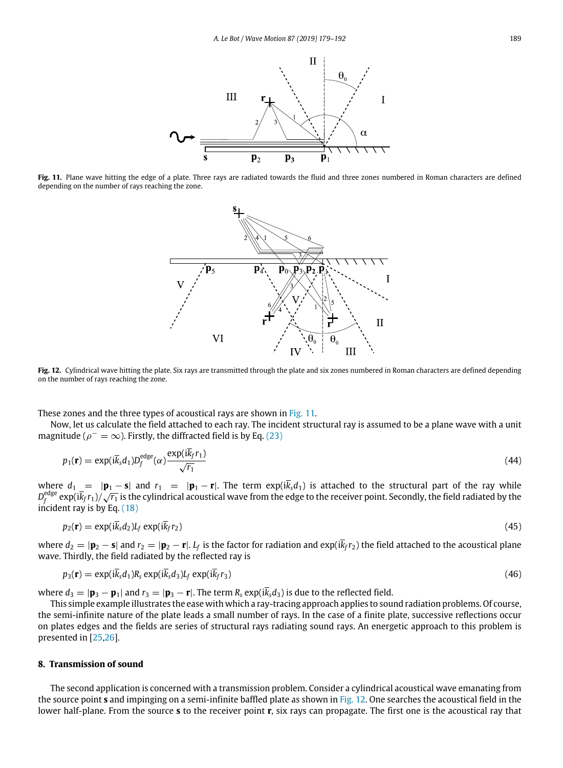**Fig. 11.** Plane wave hitting the edge of a plate. Three rays are radiated towards the fluid and three zones numbered in Roman characters are defined depending on the number of rays reaching the zone.

**Fig. 12.** Cylindrical wave hitting the plate. Six rays are transmitted through the plate and six zones numbered in Roman characters are defined depending on the number of rays reaching the zone.

These zones and the three types of acoustical rays are shown in Fig. 11.

Now, let us calculate the field attached to each ray. The incident structural ray is assumed to be a plane wave with a unit magnitude ($\rho^- = \infty$). Firstly, the diffracted field is by Eq. (23)

$$p_1(\mathbf{r}) = \exp(\mathrm{i}\overline{k}_s d_1) D_f^{\text{edge}}(\alpha) \frac{\exp(\mathrm{i}\overline{k}_f r_1)}{\sqrt{r_1}} \tag{44}$$

where $d_1 = |\mathbf{p}_1 - \mathbf{s}|$ and $r_1 = |\mathbf{p}_1 - \mathbf{r}|$. The term $\exp(\mathrm{i}\overline{k}_s d_1)$ is attached to the structural part of the ray while $D_f^{\text{edge}} \exp(\mathrm{i}\overline{k}_f r_1)/\sqrt{r_1}$ is the cylindrical acoustical wave from the edge to the receiver point. Secondly, the field radiated by the incident ray is by Eq. (18)

$$p_2(\mathbf{r}) = \exp(\mathrm{i}\overline{k}_s d_2) L_f \exp(\mathrm{i}\overline{k}_f r_2) \tag{45}$$

where $d_2 = |\mathbf{p}_2 - \mathbf{s}|$ and $r_2 = |\mathbf{p}_2 - \mathbf{r}|$. $L_f$ is the factor for radiation and $\exp(\mathrm{i}\overline{k}_f r_2)$ the field attached to the acoustical plane wave. Thirdly, the field radiated by the reflected ray is

$$p_3(\mathbf{r}) = \exp(\mathrm{i}\overline{k}_s d_1) R_s \exp(\mathrm{i}\overline{k}_s d_3) L_f \exp(\mathrm{i}\overline{k}_f r_3) \tag{46}$$

where $d_3 = |\mathbf{p}_3 - \mathbf{p}_1|$ and $r_3 = |\mathbf{p}_3 - \mathbf{r}|$. The term $R_s \exp(\mathrm{i}\overline{k}_s d_3)$ is due to the reflected field.

This simple example illustrates the ease with which a ray-tracing approach applies to sound radiation problems. Of course, the semi-infinite nature of the plate leads a small number of rays. In the case of a finite plate, successive reflections occur on plates edges and the fields are series of structural rays radiating sound rays. An energetic approach to this problem is presented in [25,26].

## 8. Transmission of sound

The second application is concerned with a transmission problem. Consider a cylindrical acoustical wave emanating from the source point **s** and impinging on a semi-infinite baffled plate as shown in Fig. 12. One searches the acoustical field in the lower half-plane. From the source **s** to the receiver point **r**, six rays can propagate. The first one is the acoustical ray that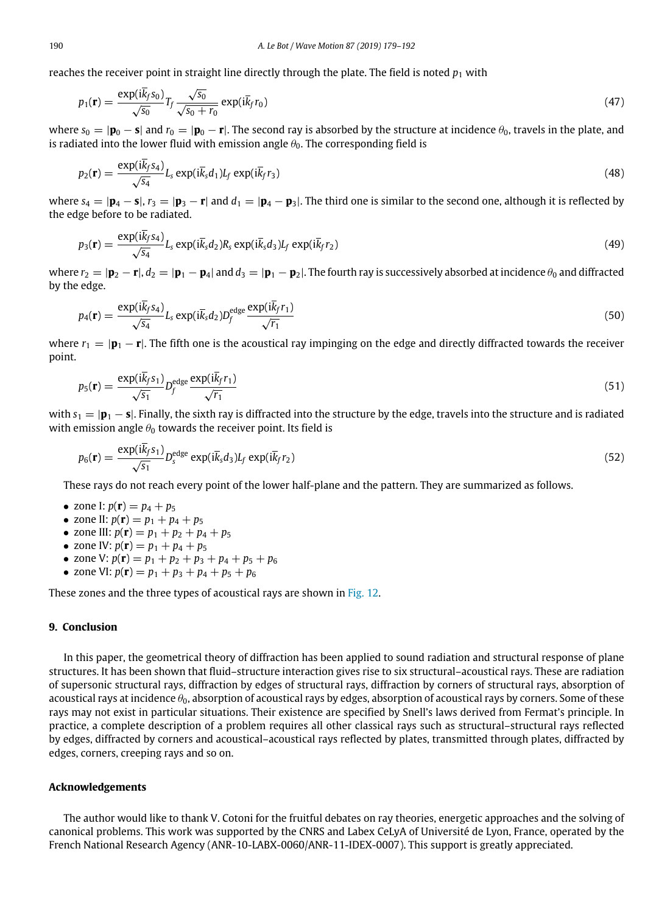reaches the receiver point in straight line directly through the plate. The field is noted $p_1$ with

$$p_1(\mathbf{r}) = \frac{\exp(\mathrm{i}\overline{k}_f s_0)}{\sqrt{s_0}} T_f \frac{\sqrt{s_0}}{\sqrt{s_0 + r_0}} \exp(\mathrm{i}\overline{k}_f r_0) \tag{47}$$

where $s_0 = |\mathbf{p}_0 - \mathbf{s}|$ and $r_0 = |\mathbf{p}_0 - \mathbf{r}|$. The second ray is absorbed by the structure at incidence $\theta_0$, travels in the plate, and is radiated into the lower fluid with emission angle $\theta_0$. The corresponding field is

$$p_2(\mathbf{r}) = \frac{\exp(\mathrm{i}\overline{k}_f s_4)}{\sqrt{s_4}} L_s \exp(\mathrm{i}\overline{k}_s d_1) L_f \exp(\mathrm{i}\overline{k}_f r_3) \tag{48}$$

where $s_4 = |\mathbf{p}_4 - \mathbf{s}|$, $r_3 = |\mathbf{p}_3 - \mathbf{r}|$ and $d_1 = |\mathbf{p}_4 - \mathbf{p}_3|$. The third one is similar to the second one, although it is reflected by the edge before to be radiated.

$$p_3(\mathbf{r}) = \frac{\exp(\mathrm{i}\overline{k}_f s_4)}{\sqrt{s_4}} L_s \exp(\mathrm{i}\overline{k}_s d_2) R_s \exp(\mathrm{i}\overline{k}_s d_3) L_f \exp(\mathrm{i}\overline{k}_f r_2) \tag{49}$$

where $r_2 = |\mathbf{p}_2 - \mathbf{r}|$, $d_2 = |\mathbf{p}_1 - \mathbf{p}_4|$ and $d_3 = |\mathbf{p}_1 - \mathbf{p}_2|$. The fourth ray is successively absorbed at incidence $\theta_0$ and diffracted by the edge.

$$p_4(\mathbf{r}) = \frac{\exp(\mathrm{i}\overline{k}_f s_4)}{\sqrt{s_4}} L_s \exp(\mathrm{i}\overline{k}_s d_2) D_f^{\mathrm{edge}} \frac{\exp(\mathrm{i}\overline{k}_f r_1)}{\sqrt{r_1}} \tag{50}$$

where $r_1 = |\mathbf{p}_1 - \mathbf{r}|$. The fifth one is the acoustical ray impinging on the edge and directly diffracted towards the receiver point.

$$p_5(\mathbf{r}) = \frac{\exp(\mathrm{i}\overline{k}_f s_1)}{\sqrt{s_1}} D_f^{\mathrm{edge}} \frac{\exp(\mathrm{i}\overline{k}_f r_1)}{\sqrt{r_1}} \tag{51}$$

with $s_1 = |\mathbf{p}_1 - \mathbf{s}|$. Finally, the sixth ray is diffracted into the structure by the edge, travels into the structure and is radiated with emission angle $\theta_0$ towards the receiver point. Its field is

$$p_6(\mathbf{r}) = \frac{\exp(\mathrm{i}\overline{k}_f s_1)}{\sqrt{s_1}} D_s^{\mathrm{edge}} \exp(\mathrm{i}\overline{k}_s d_3) L_f \exp(\mathrm{i}\overline{k}_f r_2) \tag{52}$$

These rays do not reach every point of the lower half-plane and the pattern. They are summarized as follows.

- zone I: $p(\mathbf{r}) = p_4 + p_5$
- zone II: $p(\mathbf{r}) = p_1 + p_4 + p_5$
- zone III: $p(\mathbf{r}) = p_1 + p_2 + p_4 + p_5$
- zone IV: $p(\mathbf{r}) = p_1 + p_4 + p_5$
- zone V: $p(\mathbf{r}) = p_1 + p_2 + p_3 + p_4 + p_5 + p_6$
- zone VI: $p(\mathbf{r}) = p_1 + p_3 + p_4 + p_5 + p_6$

These zones and the three types of acoustical rays are shown in Fig. 12.

## 9. Conclusion

In this paper, the geometrical theory of diffraction has been applied to sound radiation and structural response of plane structures. It has been shown that fluid–structure interaction gives rise to six structural–acoustical rays. These are radiation of supersonic structural rays, diffraction by edges of structural rays, diffraction by corners of structural rays, absorption of acoustical rays at incidence $\theta_0$, absorption of acoustical rays by edges, absorption of acoustical rays by corners. Some of these rays may not exist in particular situations. Their existence are specified by Snell's laws derived from Fermat's principle. In practice, a complete description of a problem requires all other classical rays such as structural–structural rays reflected by edges, diffracted by corners and acoustical–acoustical rays reflected by plates, transmitted through plates, diffracted by edges, corners, creeping rays and so on.

## Acknowledgements

The author would like to thank V. Cotoni for the fruitful debates on ray theories, energetic approaches and the solving of canonical problems. This work was supported by the CNRS and Labex CeLyA of Université de Lyon, France, operated by the French National Research Agency (ANR-10-LABX-0060/ANR-11-IDEX-0007). This support is greatly appreciated.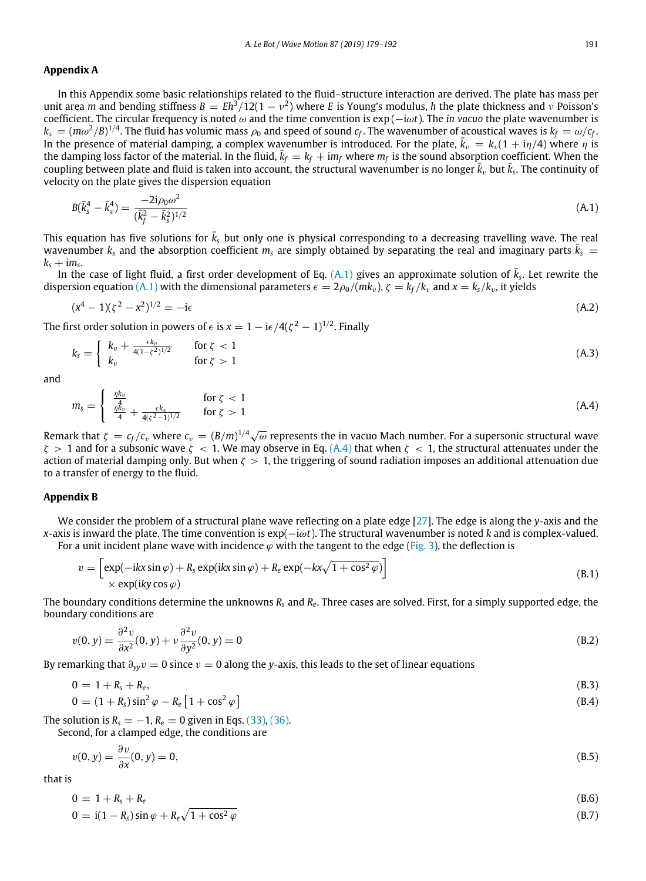## Appendix A

In this Appendix some basic relationships related to the fluid–structure interaction are derived. The plate has mass per unit area $m$ and bending stiffness $B = Eh^3/12(1-\nu^2)$ where $E$ is Young's modulus, $h$ the plate thickness and $\nu$ Poisson's coefficient. The circular frequency is noted $\omega$ and the time convention is $\exp(-\mathrm{i}\omega t)$. The *in vacuo* the plate wavenumber is $k_v = (m\omega^2/B)^{1/4}$. The fluid has volumic mass $\rho_0$ and speed of sound $c_f$. The wavenumber of acoustical waves is $k_f = \omega/c_f$. In the presence of material damping, a complex wavenumber is introduced. For the plate, $\bar{k}_v = k_v(1+\mathrm{i}\eta/4)$ where $\eta$ is the damping loss factor of the material. In the fluid, $\bar{k}_f = k_f + \mathrm{i}m_f$ where $m_f$ is the sound absorption coefficient. When the coupling between plate and fluid is taken into account, the structural wavenumber is no longer $\bar{k}_v$ but $\bar{k}_s$. The continuity of velocity on the plate gives the dispersion equation

$$B(\bar{k}_s^4 - \bar{k}_v^4) = \frac{-2\mathrm{i}\rho_0\omega^2}{(\bar{k}_f^2 - \bar{k}_s^2)^{1/2}} \tag{A.1}$$

This equation has five solutions for $\bar{k}_s$ but only one is physical corresponding to a decreasing travelling wave. The real wavenumber $k_s$ and the absorption coefficient $m_s$ are simply obtained by separating the real and imaginary parts $\bar{k}_s = k_s + \mathrm{i}m_s$.

In the case of light fluid, a first order development of Eq. (A.1) gives an approximate solution of $\bar{k}_s$. Let rewrite the dispersion equation (A.1) with the dimensional parameters $\epsilon = 2\rho_0/(mk_v)$, $\zeta = k_f/k_v$ and $x = k_s/k_v$, it yields

$$(x^4 - 1)(\zeta^2 - x^2)^{1/2} = -\mathrm{i}\epsilon \tag{A.2}$$

The first order solution in powers of $\epsilon$ is $x = 1 - \mathrm{i}\epsilon/4(\zeta^2-1)^{1/2}$. Finally

$$k_s = \begin{cases} k_v + \frac{\epsilon k_v}{4(1-\zeta^2)^{1/2}} & \text{for } \zeta < 1 \\ k_v & \text{for } \zeta > 1 \end{cases} \tag{A.3}$$

and

$$m_s = \begin{cases} \frac{\eta k_v}{4} & \text{for } \zeta < 1 \\ \frac{\eta k_v}{4} + \frac{\epsilon k_v}{4(\zeta^2-1)^{1/2}} & \text{for } \zeta > 1 \end{cases} \tag{A.4}$$

Remark that $\zeta = c_f/c_v$ where $c_v = (B/m)^{1/4}\sqrt{\omega}$ represents the in vacuo Mach number. For a supersonic structural wave $\zeta > 1$ and for a subsonic wave $\zeta < 1$. We may observe in Eq. (A.4) that when $\zeta < 1$, the structural attenuates under the action of material damping only. But when $\zeta > 1$, the triggering of sound radiation imposes an additional attenuation due to a transfer of energy to the fluid.

## Appendix B

We consider the problem of a structural plane wave reflecting on a plate edge [27]. The edge is along the $y$-axis and the $x$-axis is inward the plate. The time convention is $\exp(-\mathrm{i}\omega t)$. The structural wavenumber is noted $k$ and is complex-valued. For a unit incident plane wave with incidence $\varphi$ with the tangent to the edge (Fig. 3), the deflection is

$$v = \left[\exp(-\mathrm{i}kx\sin\varphi) + R_s\exp(\mathrm{i}kx\sin\varphi) + R_e\exp(-kx\sqrt{1+\cos^2\varphi})\right] \times \exp(\mathrm{i}ky\cos\varphi) \tag{B.1}$$

The boundary conditions determine the unknowns $R_s$ and $R_e$. Three cases are solved. First, for a simply supported edge, the boundary conditions are

$$v(0,y) = \frac{\partial^2 v}{\partial x^2}(0,y) + \nu\frac{\partial^2 v}{\partial y^2}(0,y) = 0 \tag{B.2}$$

By remarking that $\partial_{yy}v = 0$ since $v = 0$ along the $y$-axis, this leads to the set of linear equations

$$0 = 1 + R_s + R_e, \tag{B.3}$$

$$0 = (1+R_s)\sin^2\varphi - R_e\left[1+\cos^2\varphi\right] \tag{B.4}$$

The solution is $R_s = -1$, $R_e = 0$ given in Eqs. (33), (36).

Second, for a clamped edge, the conditions are

$$v(0,y) = \frac{\partial v}{\partial x}(0,y) = 0, \tag{B.5}$$

that is

$$0 = 1 + R_s + R_e \tag{B.6}$$

$$0 = \mathrm{i}(1-R_s)\sin\varphi + R_e\sqrt{1+\cos^2\varphi} \tag{B.7}$$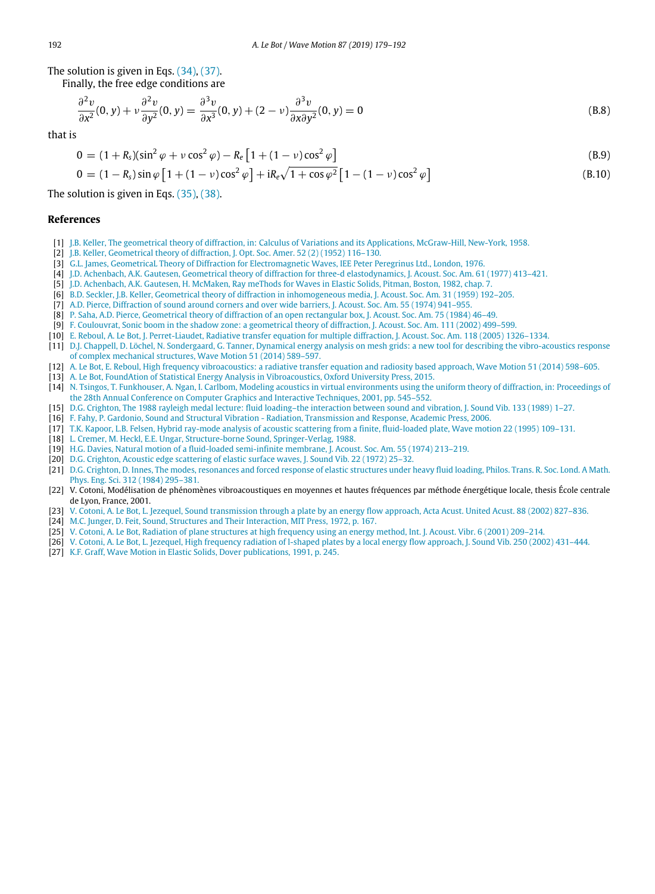The solution is given in Eqs. (34), (37).

Finally, the free edge conditions are

$$\frac{\partial^2 v}{\partial x^2}(0, y) + \nu \frac{\partial^2 v}{\partial y^2}(0, y) = \frac{\partial^3 v}{\partial x^3}(0, y) + (2 - \nu)\frac{\partial^3 v}{\partial x \partial y^2}(0, y) = 0 \tag{B.8}$$

that is

$$0 = (1 + R_s)(\sin^2 \varphi + \nu \cos^2 \varphi) - R_e \left[1 + (1 - \nu)\cos^2 \varphi\right] \tag{B.9}$$

$$0 = (1 - R_s)\sin \varphi \left[1 + (1 - \nu)\cos^2 \varphi\right] + \mathrm{i} R_e \sqrt{1 + \cos \varphi^2}\left[1 - (1 - \nu)\cos^2 \varphi\right] \tag{B.10}$$

The solution is given in Eqs. (35), (38).

## References

[1] J.B. Keller, The geometrical theory of diffraction, in: Calculus of Variations and its Applications, McGraw-Hill, New-York, 1958.
[2] J.B. Keller, Geometrical theory of diffraction, J. Opt. Soc. Amer. 52 (2) (1952) 116–130.
[3] G.L. James, Geometrical. Theory of Diffraction for Electromagnetic Waves, IEE Peter Peregrinus Ltd., London, 1976.
[4] J.D. Achenbach, A.K. Gautesen, Geometrical theory of diffraction for three-d elastodynamics, J. Acoust. Soc. Am. 61 (1977) 413–421.
[5] J.D. Achenbach, A.K. Gautesen, H. McMaken, Ray meThods for Waves in Elastic Solids, Pitman, Boston, 1982, chap. 7.
[6] B.D. Seckler, J.B. Keller, Geometrical theory of diffraction in inhomogeneous media, J. Acoust. Soc. Am. 31 (1959) 192–205.
[7] A.D. Pierce, Diffraction of sound around corners and over wide barriers, J. Acoust. Soc. Am. 55 (1974) 941–955.
[8] P. Saha, A.D. Pierce, Geometrical theory of diffraction of an open rectangular box, J. Acoust. Soc. Am. 75 (1984) 46–49.
[9] F. Coulouvrat, Sonic boom in the shadow zone: a geometrical theory of diffraction, J. Acoust. Soc. Am. 111 (2002) 499–599.
[10] E. Reboul, A. Le Bot, J. Perret-Liaudet, Radiative transfer equation for multiple diffraction, J. Acoust. Soc. Am. 118 (2005) 1326–1334.
[11] D.J. Chappell, D. Löchel, N. Sondergaard, G. Tanner, Dynamical energy analysis on mesh grids: a new tool for describing the vibro-acoustics response of complex mechanical structures, Wave Motion 51 (2014) 589–597.
[12] A. Le Bot, E. Reboul, High frequency vibroacoustics: a radiative transfer equation and radiosity based approach, Wave Motion 51 (2014) 598–605.
[13] A. Le Bot, FoundAtion of Statistical Energy Analysis in Vibroacoustics, Oxford University Press, 2015.
[14] N. Tsingos, T. Funkhouser, A. Ngan, I. Carlbom, Modeling acoustics in virtual environments using the uniform theory of diffraction, in: Proceedings of the 28th Annual Conference on Computer Graphics and Interactive Techniques, 2001, pp. 545–552.
[15] D.G. Crighton, The 1988 rayleigh medal lecture: fluid loading–the interaction between sound and vibration, J. Sound Vib. 133 (1989) 1–27.
[16] F. Fahy, P. Gardonio, Sound and Structural Vibration - Radiation, Transmission and Response, Academic Press, 2006.
[17] T.K. Kapoor, L.B. Felsen, Hybrid ray-mode analysis of acoustic scattering from a finite, fluid-loaded plate, Wave motion 22 (1995) 109–131.
[18] L. Cremer, M. Heckl, E.E. Ungar, Structure-borne Sound, Springer-Verlag, 1988.
[19] H.G. Davies, Natural motion of a fluid-loaded semi-infinite membrane, J. Acoust. Soc. Am. 55 (1974) 213–219.
[20] D.G. Crighton, Acoustic edge scattering of elastic surface waves, J. Sound Vib. 22 (1972) 25–32.
[21] D.G. Crighton, D. Innes, The modes, resonances and forced response of elastic structures under heavy fluid loading, Philos. Trans. R. Soc. Lond. A Math. Phys. Eng. Sci. 312 (1984) 295–381.
[22] V. Cotoni, Modélisation de phénomènes vibroacoustiques en moyennes et hautes fréquences par méthode énergétique locale, thesis École centrale de Lyon, France, 2001.
[23] V. Cotoni, A. Le Bot, L. Jezequel, Sound transmission through a plate by an energy flow approach, Acta Acust. United Acust. 88 (2002) 827–836.
[24] M.C. Junger, D. Feit, Sound, Structures and Their Interaction, MIT Press, 1972, p. 167.
[25] V. Cotoni, A. Le Bot, Radiation of plane structures at high frequency using an energy method, Int. J. Acoust. Vibr. 6 (2001) 209–214.
[26] V. Cotoni, A. Le Bot, L. Jezequel, High frequency radiation of l-shaped plates by a local energy flow approach, J. Sound Vib. 250 (2002) 431–444.
[27] K.F. Graff, Wave Motion in Elastic Solids, Dover publications, 1991, p. 245.